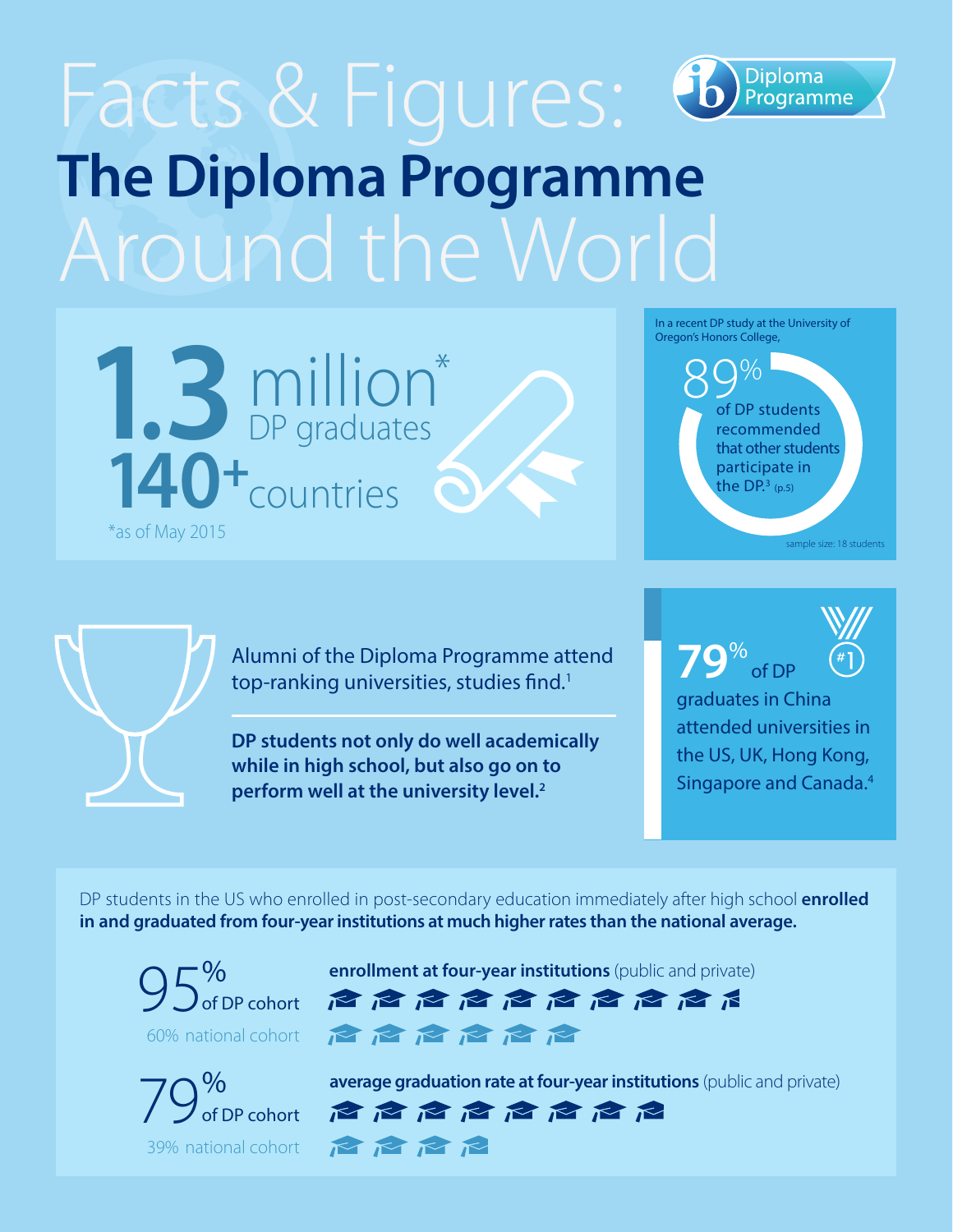# Facts & Figures:

# The Diploma Programme Around the World

Diploma Programme

**1.3 million*** DP graduates

**140+** countries

*as of May 2015

In a recent DP study at the University of Oregon's Honors College,

89% of DP students recommended that other students participate in the DP.[3] (p.5)

sample size: 18 students

Alumni of the Diploma Programme attend top-ranking universities, studies find.[1]

**DP students not only do well academically while in high school, but also go on to perform well at the university level.[2]**

**79%** of DP graduates in China attended universities in the US, UK, Hong Kong, Singapore and Canada.[4]

DP students in the US who enrolled in post-secondary education immediately after high school **enrolled in and graduated from four-year institutions at much higher rates than the national average.**

**enrollment at four-year institutions** (public and private)

95% of DP cohort

60% national cohort

**average graduation rate at four-year institutions** (public and private)

79% of DP cohort

39% national cohort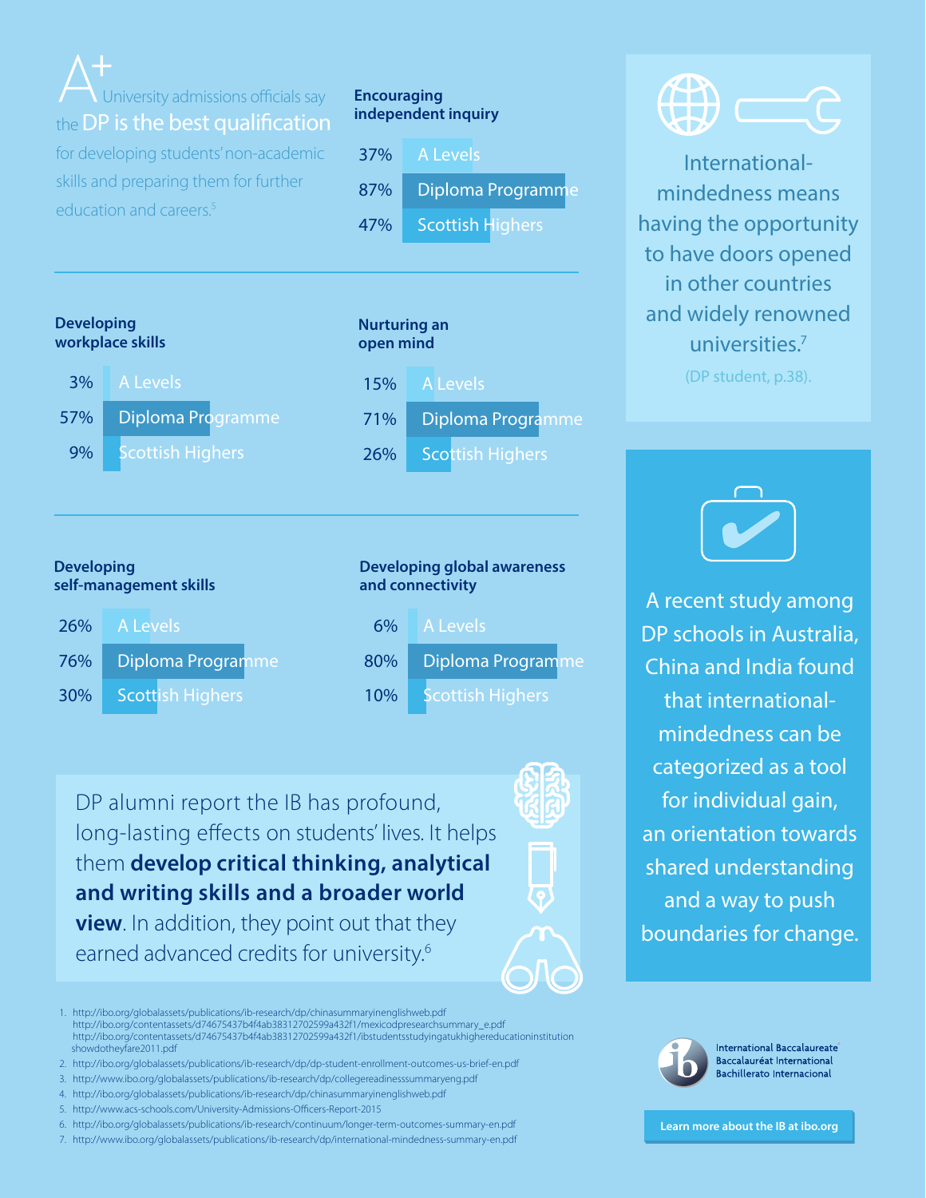A+ University admissions officials say the **DP is the best qualification** for developing students' non-academic skills and preparing them for further education and careers.[5]

**Encouraging independent inquiry**

37% A Levels
87% Diploma Programme
47% Scottish Highers

**Developing workplace skills**

3% A Levels
57% Diploma Programme
9% Scottish Highers

**Nurturing an open mind**

15% A Levels
71% Diploma Programme
26% Scottish Highers

**Developing self-management skills**

26% A Levels
76% Diploma Programme
30% Scottish Highers

**Developing global awareness and connectivity**

6% A Levels
80% Diploma Programme
10% Scottish Highers

DP alumni report the IB has profound, long-lasting effects on students' lives. It helps them **develop critical thinking, analytical and writing skills and a broader world view**. In addition, they point out that they earned advanced credits for university.[6]

International-mindedness means having the opportunity to have doors opened in other countries and widely renowned universities.[7]

(DP student, p.38).

A recent study among DP schools in Australia, China and India found that international-mindedness can be categorized as a tool for individual gain, an orientation towards shared understanding and a way to push boundaries for change.

1. http://ibo.org/globalassets/publications/ib-research/dp/chinasummaryinenglishweb.pdf
   http://ibo.org/contentassets/d74675437b4f4ab38312702599a432f1/mexicodpresearchsummary_e.pdf
   http://ibo.org/contentassets/d74675437b4f4ab38312702599a432f1/ibstudentsstudyingatukhighereducationinstitutionshowdotheyfare2011.pdf
2. http://ibo.org/globalassets/publications/ib-research/dp/dp-student-enrollment-outcomes-us-brief-en.pdf
3. http://www.ibo.org/globalassets/publications/ib-research/dp/collegereadinesssummaryeng.pdf
4. http://ibo.org/globalassets/publications/ib-research/dp/chinasummaryinenglishweb.pdf
5. http://www.acs-schools.com/University-Admissions-Officers-Report-2015
6. http://ibo.org/globalassets/publications/ib-research/continuum/longer-term-outcomes-summary-en.pdf
7. http://www.ibo.org/globalassets/publications/ib-research/dp/international-mindedness-summary-en.pdf

International Baccalaureate
Baccalauréat International
Bachillerato Internacional

Learn more about the IB at ibo.org